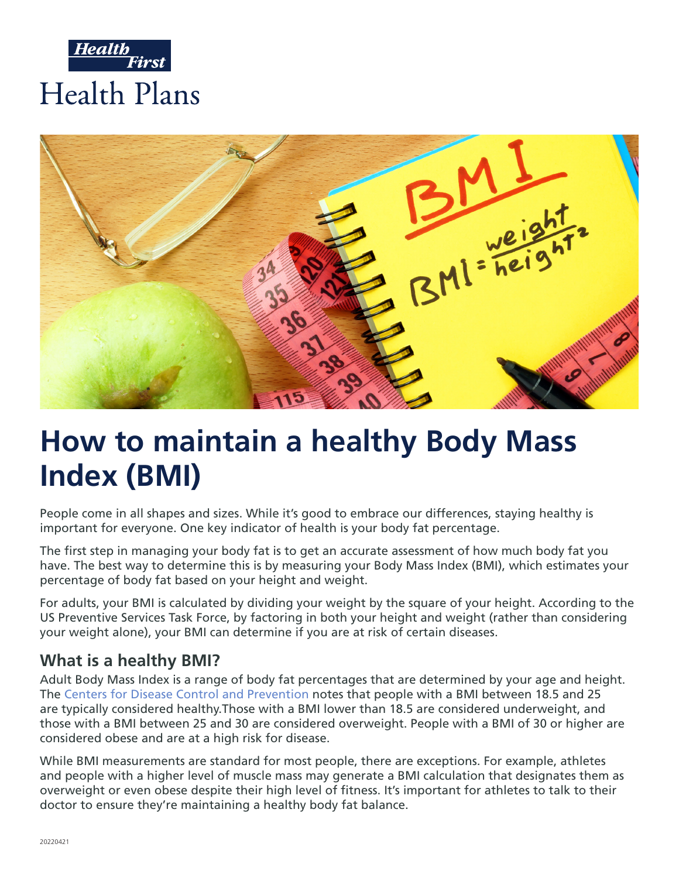Health First

Health Plans

# How to maintain a healthy Body Mass Index (BMI)

People come in all shapes and sizes. While it's good to embrace our differences, staying healthy is important for everyone. One key indicator of health is your body fat percentage.

The first step in managing your body fat is to get an accurate assessment of how much body fat you have. The best way to determine this is by measuring your Body Mass Index (BMI), which estimates your percentage of body fat based on your height and weight.

For adults, your BMI is calculated by dividing your weight by the square of your height. According to the US Preventive Services Task Force, by factoring in both your height and weight (rather than considering your weight alone), your BMI can determine if you are at risk of certain diseases.

## What is a healthy BMI?

Adult Body Mass Index is a range of body fat percentages that are determined by your age and height. The Centers for Disease Control and Prevention notes that people with a BMI between 18.5 and 25 are typically considered healthy.Those with a BMI lower than 18.5 are considered underweight, and those with a BMI between 25 and 30 are considered overweight. People with a BMI of 30 or higher are considered obese and are at a high risk for disease.

While BMI measurements are standard for most people, there are exceptions. For example, athletes and people with a higher level of muscle mass may generate a BMI calculation that designates them as overweight or even obese despite their high level of fitness. It's important for athletes to talk to their doctor to ensure they're maintaining a healthy body fat balance.

20220421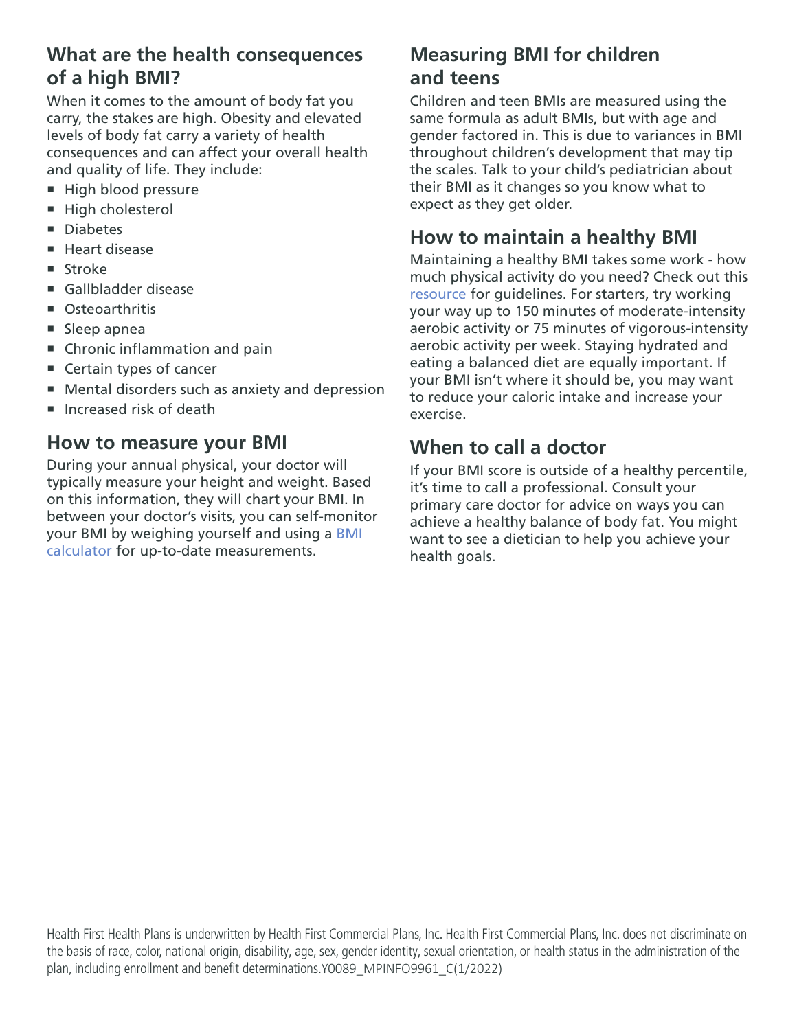## What are the health consequences of a high BMI?

When it comes to the amount of body fat you carry, the stakes are high. Obesity and elevated levels of body fat carry a variety of health consequences and can affect your overall health and quality of life. They include:

- High blood pressure
- High cholesterol
- Diabetes
- Heart disease
- Stroke
- Gallbladder disease
- Osteoarthritis
- Sleep apnea
- Chronic inflammation and pain
- Certain types of cancer
- Mental disorders such as anxiety and depression
- Increased risk of death

## How to measure your BMI

During your annual physical, your doctor will typically measure your height and weight. Based on this information, they will chart your BMI. In between your doctor's visits, you can self-monitor your BMI by weighing yourself and using a BMI calculator for up-to-date measurements.

## Measuring BMI for children and teens

Children and teen BMIs are measured using the same formula as adult BMIs, but with age and gender factored in. This is due to variances in BMI throughout children's development that may tip the scales. Talk to your child's pediatrician about their BMI as it changes so you know what to expect as they get older.

## How to maintain a healthy BMI

Maintaining a healthy BMI takes some work - how much physical activity do you need? Check out this resource for guidelines. For starters, try working your way up to 150 minutes of moderate-intensity aerobic activity or 75 minutes of vigorous-intensity aerobic activity per week. Staying hydrated and eating a balanced diet are equally important. If your BMI isn't where it should be, you may want to reduce your caloric intake and increase your exercise.

## When to call a doctor

If your BMI score is outside of a healthy percentile, it's time to call a professional. Consult your primary care doctor for advice on ways you can achieve a healthy balance of body fat. You might want to see a dietician to help you achieve your health goals.

Health First Health Plans is underwritten by Health First Commercial Plans, Inc. Health First Commercial Plans, Inc. does not discriminate on the basis of race, color, national origin, disability, age, sex, gender identity, sexual orientation, or health status in the administration of the plan, including enrollment and benefit determinations.Y0089_MPINFO9961_C(1/2022)